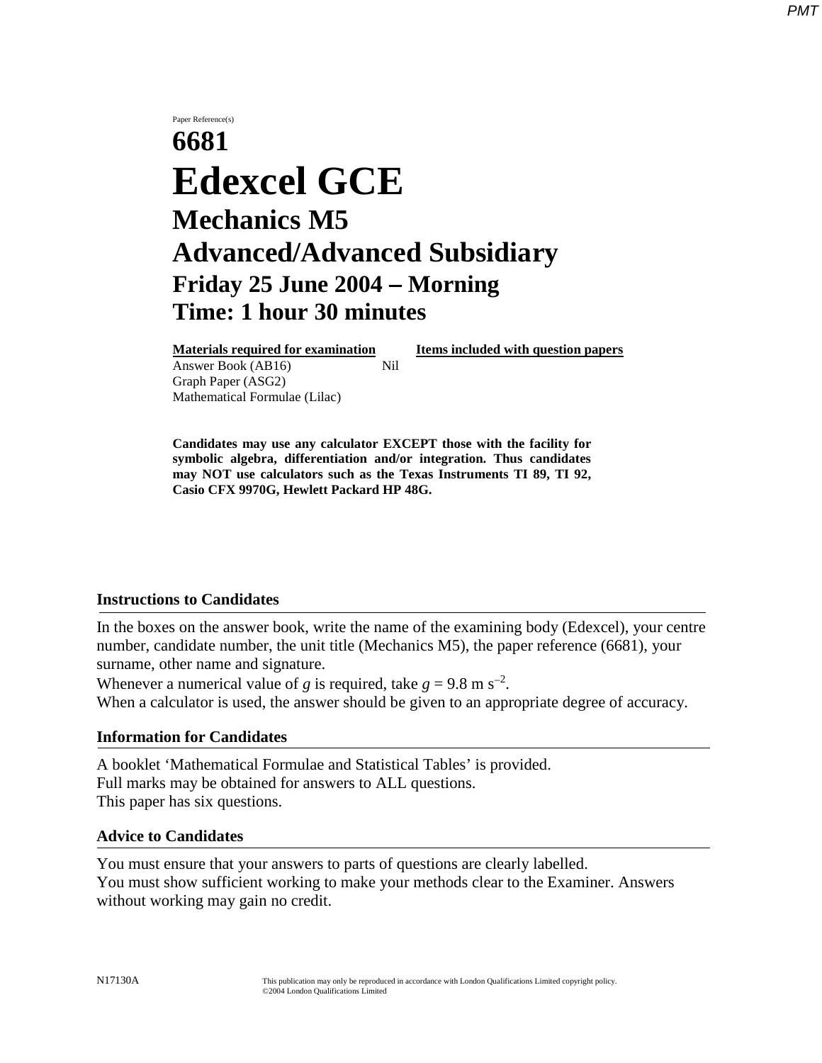Paper Reference(s)

# 6681

# Edexcel GCE

## Mechanics M5

## Advanced/Advanced Subsidiary

### Friday 25 June 2004 – Morning

### Time: 1 hour 30 minutes

| **Materials required for examination** | **Items included with question papers** |
| --- | --- |
| Answer Book (AB16) | Nil |
| Graph Paper (ASG2) | |
| Mathematical Formulae (Lilac) | |

**Candidates may use any calculator EXCEPT those with the facility for symbolic algebra, differentiation and/or integration. Thus candidates may NOT use calculators such as the Texas Instruments TI 89, TI 92, Casio CFX 9970G, Hewlett Packard HP 48G.**

### Instructions to Candidates

In the boxes on the answer book, write the name of the examining body (Edexcel), your centre number, candidate number, the unit title (Mechanics M5), the paper reference (6681), your surname, other name and signature.

Whenever a numerical value of $g$ is required, take $g = 9.8 \text{ m s}^{-2}$.

When a calculator is used, the answer should be given to an appropriate degree of accuracy.

### Information for Candidates

A booklet 'Mathematical Formulae and Statistical Tables' is provided.

Full marks may be obtained for answers to ALL questions.

This paper has six questions.

### Advice to Candidates

You must ensure that your answers to parts of questions are clearly labelled.

You must show sufficient working to make your methods clear to the Examiner. Answers without working may gain no credit.

N17130A

This publication may only be reproduced in accordance with London Qualifications Limited copyright policy.
©2004 London Qualifications Limited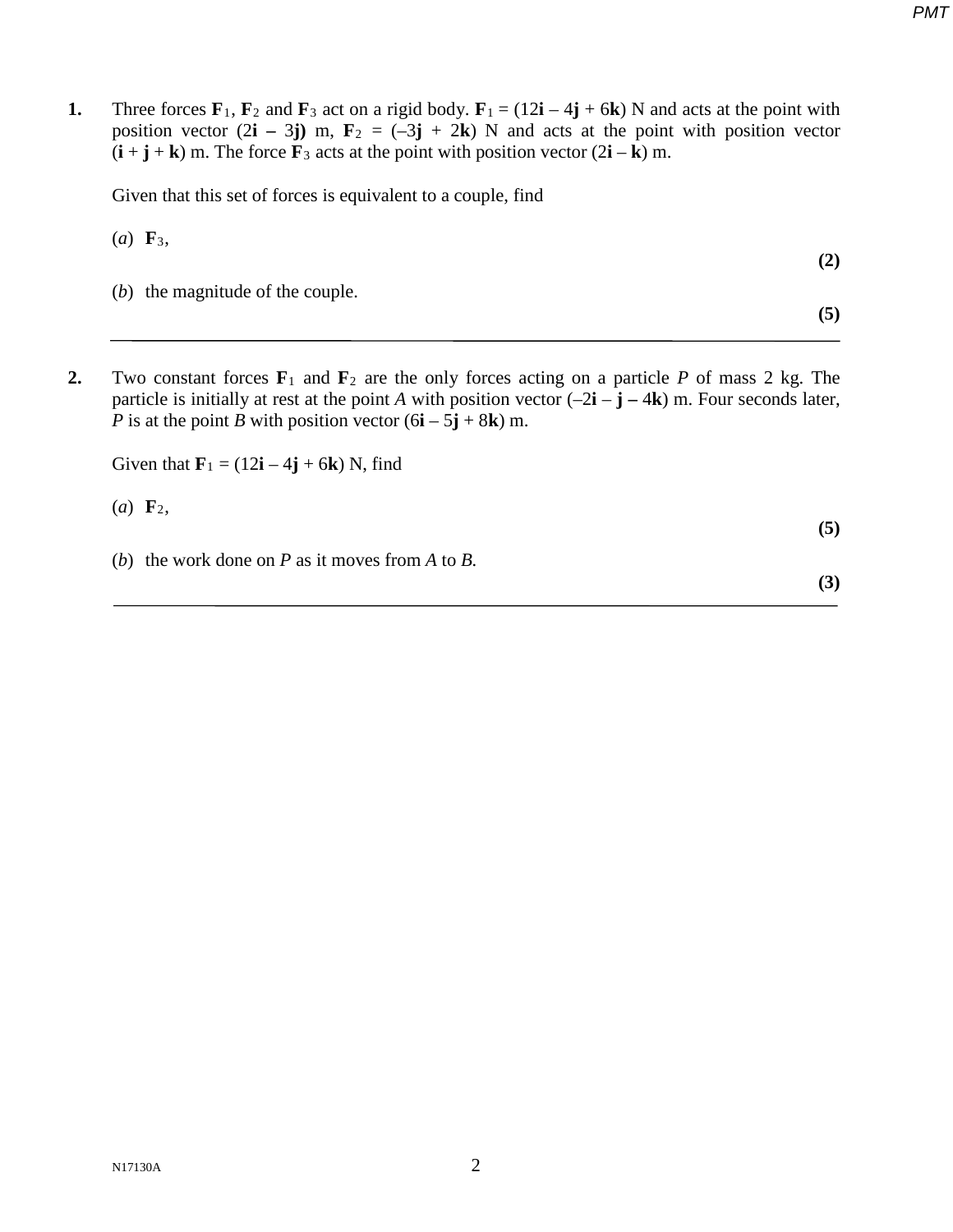**1.** Three forces $\mathbf{F}_1$, $\mathbf{F}_2$ and $\mathbf{F}_3$ act on a rigid body. $\mathbf{F}_1 = (12\mathbf{i} - 4\mathbf{j} + 6\mathbf{k})$ N and acts at the point with position vector $(2\mathbf{i} - 3\mathbf{j})$ m, $\mathbf{F}_2 = (-3\mathbf{j} + 2\mathbf{k})$ N and acts at the point with position vector $(\mathbf{i} + \mathbf{j} + \mathbf{k})$ m. The force $\mathbf{F}_3$ acts at the point with position vector $(2\mathbf{i} - \mathbf{k})$ m.

Given that this set of forces is equivalent to a couple, find

(*a*) $\mathbf{F}_3$,

**(2)**

(*b*) the magnitude of the couple.

**(5)**

---

**2.** Two constant forces $\mathbf{F}_1$ and $\mathbf{F}_2$ are the only forces acting on a particle *P* of mass 2 kg. The particle is initially at rest at the point *A* with position vector $(-2\mathbf{i} - \mathbf{j} - 4\mathbf{k})$ m. Four seconds later, *P* is at the point *B* with position vector $(6\mathbf{i} - 5\mathbf{j} + 8\mathbf{k})$ m.

Given that $\mathbf{F}_1 = (12\mathbf{i} - 4\mathbf{j} + 6\mathbf{k})$ N, find

(*a*) $\mathbf{F}_2$,

**(5)**

(*b*) the work done on *P* as it moves from *A* to *B*.

**(3)**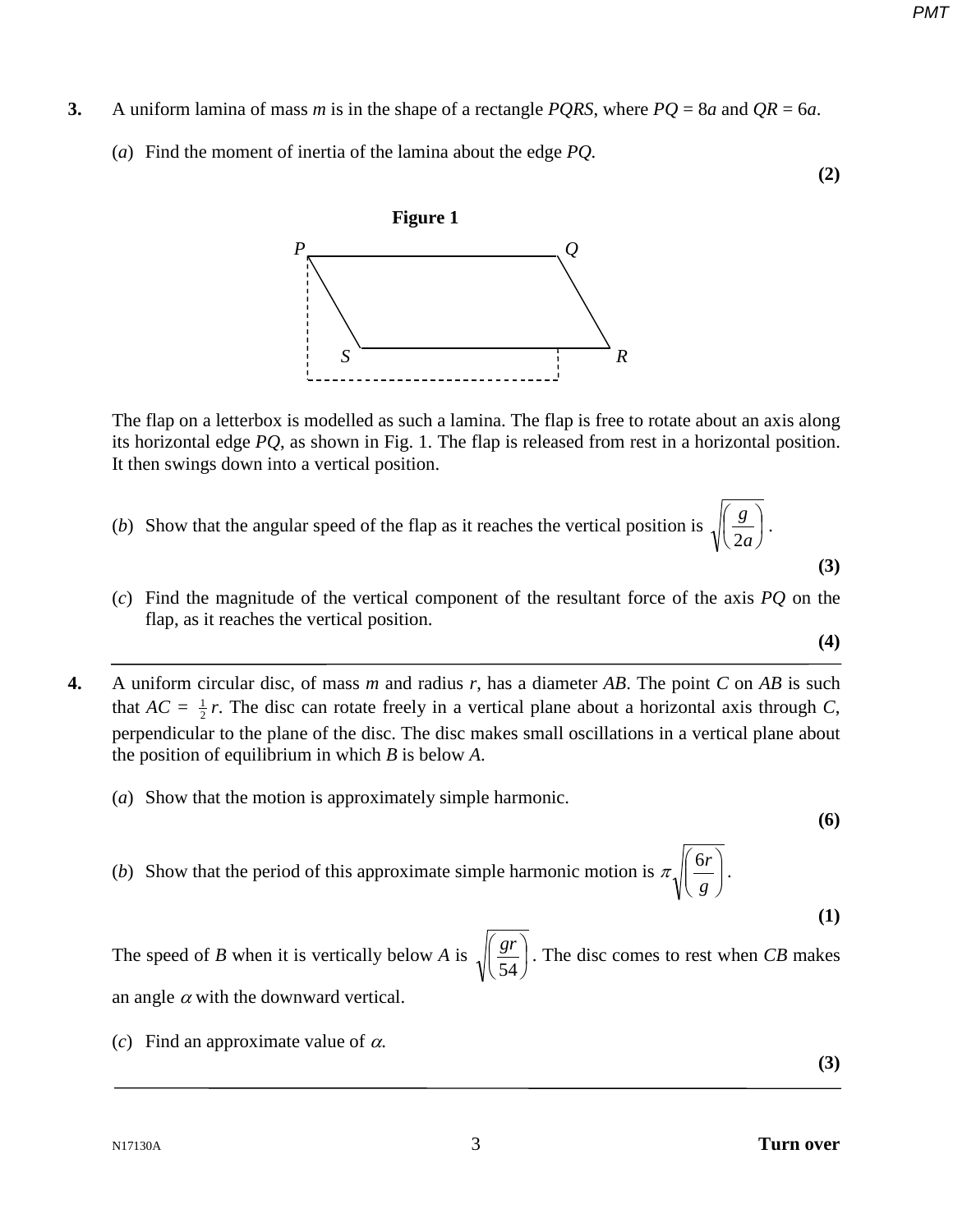**3.** A uniform lamina of mass $m$ is in the shape of a rectangle $PQRS$, where $PQ = 8a$ and $QR = 6a$.

(*a*) Find the moment of inertia of the lamina about the edge $PQ$.

**(2)**

**Figure 1**

The flap on a letterbox is modelled as such a lamina. The flap is free to rotate about an axis along its horizontal edge $PQ$, as shown in Fig. 1. The flap is released from rest in a horizontal position. It then swings down into a vertical position.

(*b*) Show that the angular speed of the flap as it reaches the vertical position is $\sqrt{\left(\dfrac{g}{2a}\right)}$.

**(3)**

(*c*) Find the magnitude of the vertical component of the resultant force of the axis $PQ$ on the flap, as it reaches the vertical position.

**(4)**

---

**4.** A uniform circular disc, of mass $m$ and radius $r$, has a diameter $AB$. The point $C$ on $AB$ is such that $AC = \frac{1}{2}r$. The disc can rotate freely in a vertical plane about a horizontal axis through $C$, perpendicular to the plane of the disc. The disc makes small oscillations in a vertical plane about the position of equilibrium in which $B$ is below $A$.

(*a*) Show that the motion is approximately simple harmonic.

**(6)**

(*b*) Show that the period of this approximate simple harmonic motion is $\pi\sqrt{\left(\dfrac{6r}{g}\right)}$.

**(1)**

The speed of $B$ when it is vertically below $A$ is $\sqrt{\left(\dfrac{gr}{54}\right)}$. The disc comes to rest when $CB$ makes an angle $\alpha$ with the downward vertical.

(*c*) Find an approximate value of $\alpha$.

**(3)**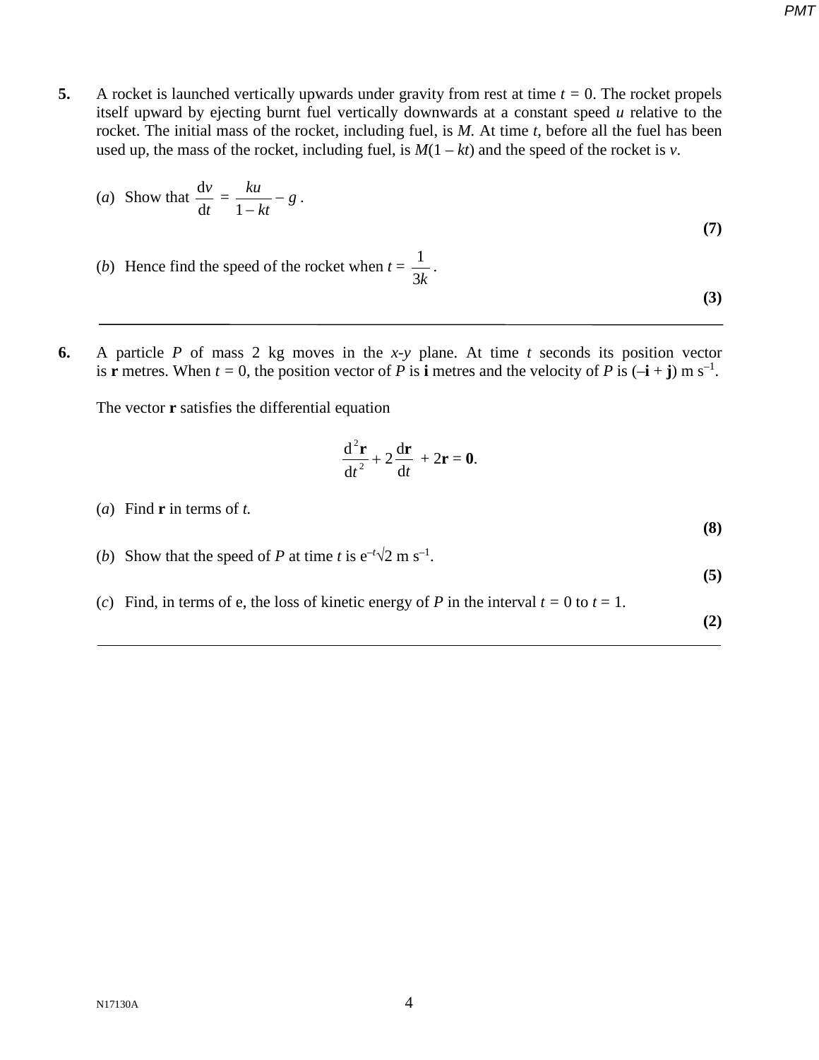**5.** A rocket is launched vertically upwards under gravity from rest at time $t = 0$. The rocket propels itself upward by ejecting burnt fuel vertically downwards at a constant speed $u$ relative to the rocket. The initial mass of the rocket, including fuel, is $M$. At time $t$, before all the fuel has been used up, the mass of the rocket, including fuel, is $M(1 - kt)$ and the speed of the rocket is $v$.

(*a*) Show that $\dfrac{\mathrm{d}v}{\mathrm{d}t} = \dfrac{ku}{1 - kt} - g$.

**(7)**

(*b*) Hence find the speed of the rocket when $t = \dfrac{1}{3k}$.

**(3)**

---

**6.** A particle $P$ of mass 2 kg moves in the $x$-$y$ plane. At time $t$ seconds its position vector is $\mathbf{r}$ metres. When $t = 0$, the position vector of $P$ is $\mathbf{i}$ metres and the velocity of $P$ is $(-\mathbf{i} + \mathbf{j})$ m s$^{-1}$.

The vector $\mathbf{r}$ satisfies the differential equation

$$\frac{\mathrm{d}^2\mathbf{r}}{\mathrm{d}t^2} + 2\frac{\mathrm{d}\mathbf{r}}{\mathrm{d}t} + 2\mathbf{r} = \mathbf{0}.$$

(*a*) Find $\mathbf{r}$ in terms of $t$.

**(8)**

(*b*) Show that the speed of $P$ at time $t$ is $\mathrm{e}^{-t}\sqrt{2}$ m s$^{-1}$.

**(5)**

(*c*) Find, in terms of e, the loss of kinetic energy of $P$ in the interval $t = 0$ to $t = 1$.

**(2)**

---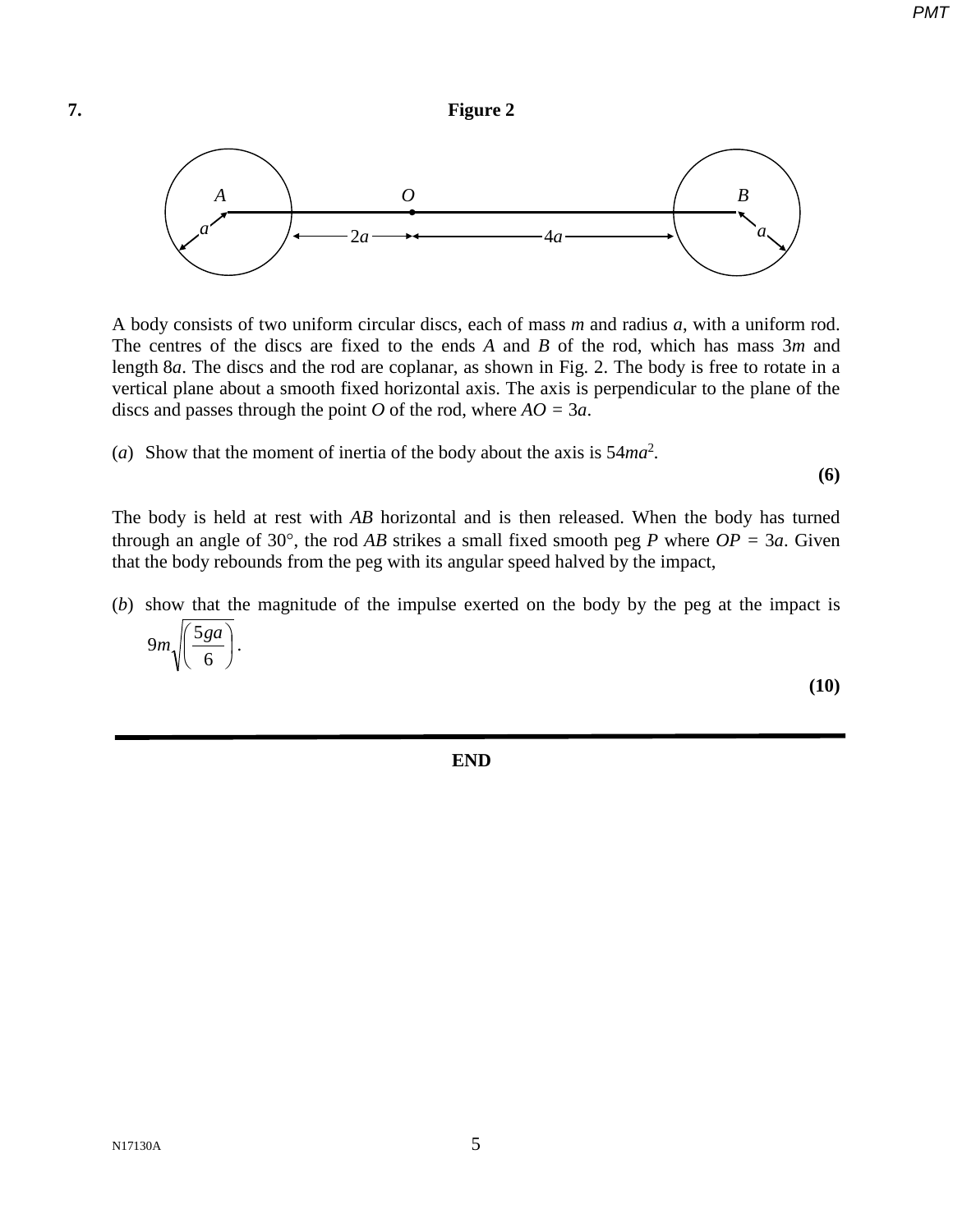**7.** **Figure 2**

A O B

a 2a 4a a

A body consists of two uniform circular discs, each of mass $m$ and radius $a$, with a uniform rod. The centres of the discs are fixed to the ends $A$ and $B$ of the rod, which has mass $3m$ and length $8a$. The discs and the rod are coplanar, as shown in Fig. 2. The body is free to rotate in a vertical plane about a smooth fixed horizontal axis. The axis is perpendicular to the plane of the discs and passes through the point $O$ of the rod, where $AO = 3a$.

(*a*) Show that the moment of inertia of the body about the axis is $54ma^2$.
**(6)**

The body is held at rest with $AB$ horizontal and is then released. When the body has turned through an angle of 30°, the rod $AB$ strikes a small fixed smooth peg $P$ where $OP = 3a$. Given that the body rebounds from the peg with its angular speed halved by the impact,

(*b*) show that the magnitude of the impulse exerted on the body by the peg at the impact is $9m\sqrt{\left(\dfrac{5ga}{6}\right)}$.
**(10)**

---

**END**